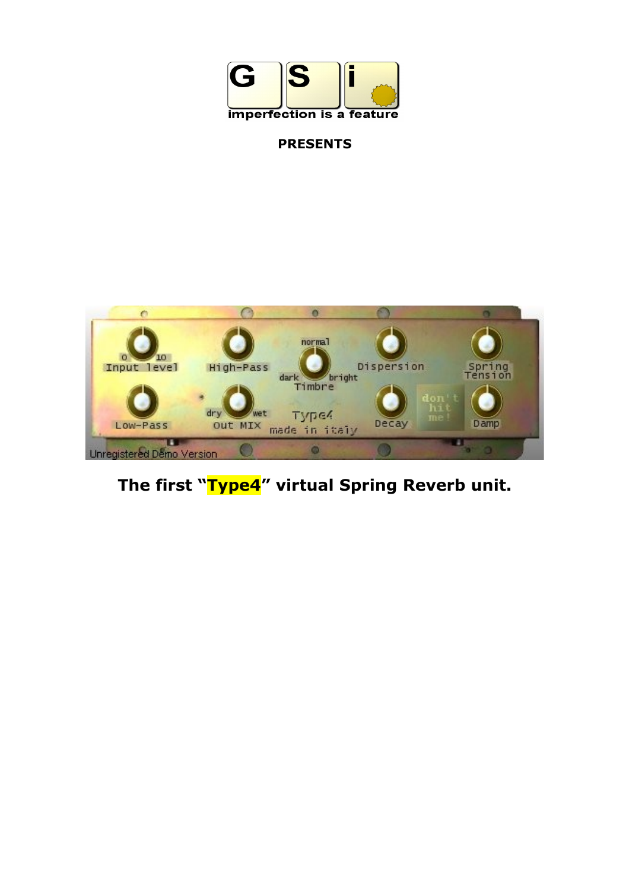**PRESENTS**

**The first “Type4” virtual Spring Reverb unit.**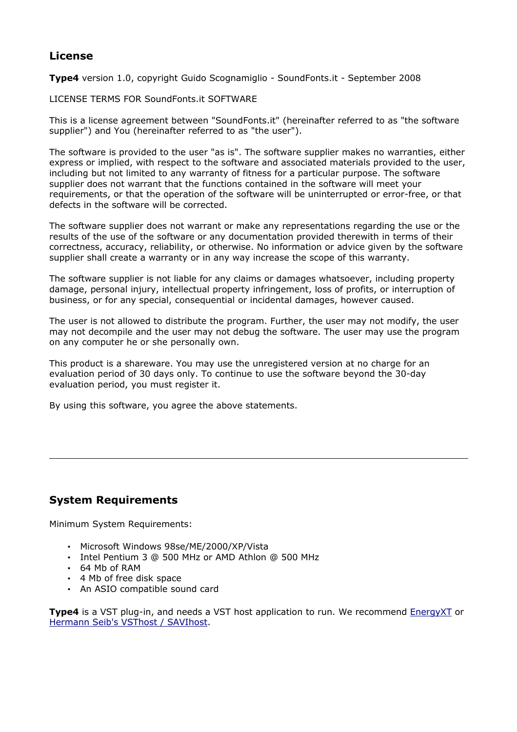## License

**Type4** version 1.0, copyright Guido Scognamiglio - SoundFonts.it - September 2008

LICENSE TERMS FOR SoundFonts.it SOFTWARE

This is a license agreement between "SoundFonts.it" (hereinafter referred to as "the software supplier") and You (hereinafter referred to as "the user").

The software is provided to the user "as is". The software supplier makes no warranties, either express or implied, with respect to the software and associated materials provided to the user, including but not limited to any warranty of fitness for a particular purpose. The software supplier does not warrant that the functions contained in the software will meet your requirements, or that the operation of the software will be uninterrupted or error-free, or that defects in the software will be corrected.

The software supplier does not warrant or make any representations regarding the use or the results of the use of the software or any documentation provided therewith in terms of their correctness, accuracy, reliability, or otherwise. No information or advice given by the software supplier shall create a warranty or in any way increase the scope of this warranty.

The software supplier is not liable for any claims or damages whatsoever, including property damage, personal injury, intellectual property infringement, loss of profits, or interruption of business, or for any special, consequential or incidental damages, however caused.

The user is not allowed to distribute the program. Further, the user may not modify, the user may not decompile and the user may not debug the software. The user may use the program on any computer he or she personally own.

This product is a shareware. You may use the unregistered version at no charge for an evaluation period of 30 days only. To continue to use the software beyond the 30-day evaluation period, you must register it.

By using this software, you agree the above statements.

---

## System Requirements

Minimum System Requirements:

- Microsoft Windows 98se/ME/2000/XP/Vista
- Intel Pentium 3 @ 500 MHz or AMD Athlon @ 500 MHz
- 64 Mb of RAM
- 4 Mb of free disk space
- An ASIO compatible sound card

**Type4** is a VST plug-in, and needs a VST host application to run. We recommend EnergyXT or Hermann Seib's VSThost / SAVIhost.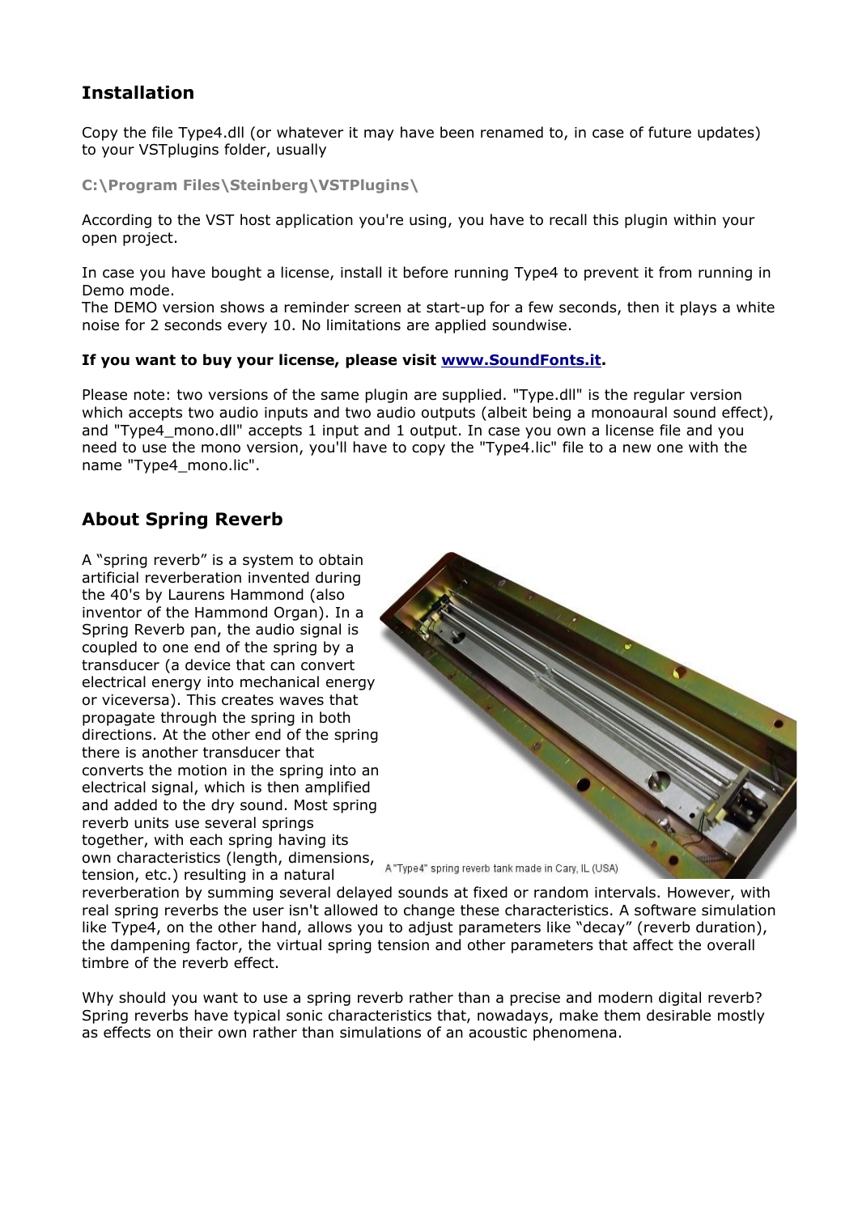## Installation

Copy the file Type4.dll (or whatever it may have been renamed to, in case of future updates) to your VSTplugins folder, usually

**C:\Program Files\Steinberg\VSTPlugins\**

According to the VST host application you're using, you have to recall this plugin within your open project.

In case you have bought a license, install it before running Type4 to prevent it from running in Demo mode.
The DEMO version shows a reminder screen at start-up for a few seconds, then it plays a white noise for 2 seconds every 10. No limitations are applied soundwise.

**If you want to buy your license, please visit [www.SoundFonts.it](http://www.SoundFonts.it).**

Please note: two versions of the same plugin are supplied. "Type.dll" is the regular version which accepts two audio inputs and two audio outputs (albeit being a monoaural sound effect), and "Type4_mono.dll" accepts 1 input and 1 output. In case you own a license file and you need to use the mono version, you'll have to copy the "Type4.lic" file to a new one with the name "Type4_mono.lic".

## About Spring Reverb

A "spring reverb" is a system to obtain artificial reverberation invented during the 40's by Laurens Hammond (also inventor of the Hammond Organ). In a Spring Reverb pan, the audio signal is coupled to one end of the spring by a transducer (a device that can convert electrical energy into mechanical energy or viceversa). This creates waves that propagate through the spring in both directions. At the other end of the spring there is another transducer that converts the motion in the spring into an electrical signal, which is then amplified and added to the dry sound. Most spring reverb units use several springs together, with each spring having its own characteristics (length, dimensions, tension, etc.) resulting in a natural reverberation by summing several delayed sounds at fixed or random intervals. However, with real spring reverbs the user isn't allowed to change these characteristics. A software simulation like Type4, on the other hand, allows you to adjust parameters like "decay" (reverb duration), the dampening factor, the virtual spring tension and other parameters that affect the overall timbre of the reverb effect.

A "Type4" spring reverb tank made in Cary, IL (USA)

Why should you want to use a spring reverb rather than a precise and modern digital reverb? Spring reverbs have typical sonic characteristics that, nowadays, make them desirable mostly as effects on their own rather than simulations of an acoustic phenomena.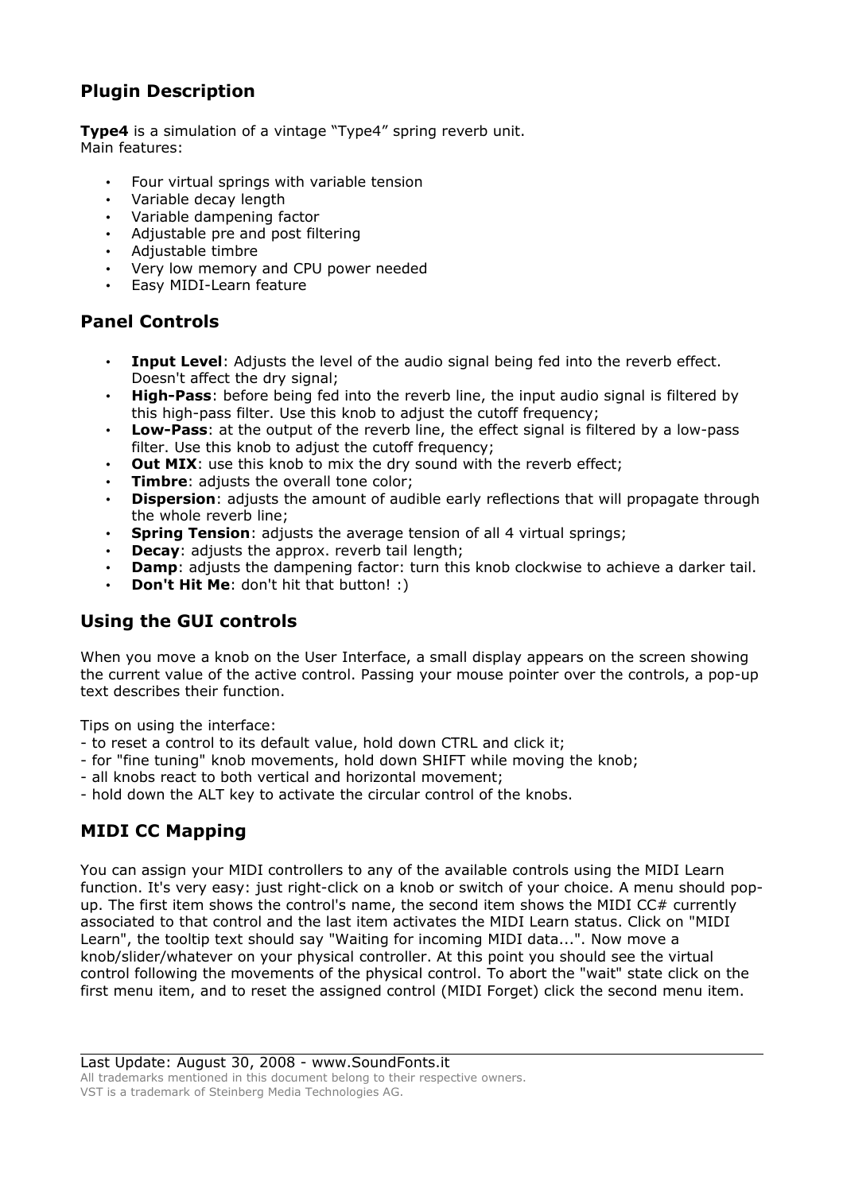## Plugin Description

**Type4** is a simulation of a vintage "Type4" spring reverb unit.
Main features:

- Four virtual springs with variable tension
- Variable decay length
- Variable dampening factor
- Adjustable pre and post filtering
- Adjustable timbre
- Very low memory and CPU power needed
- Easy MIDI-Learn feature

## Panel Controls

- **Input Level**: Adjusts the level of the audio signal being fed into the reverb effect. Doesn't affect the dry signal;
- **High-Pass**: before being fed into the reverb line, the input audio signal is filtered by this high-pass filter. Use this knob to adjust the cutoff frequency;
- **Low-Pass**: at the output of the reverb line, the effect signal is filtered by a low-pass filter. Use this knob to adjust the cutoff frequency;
- **Out MIX**: use this knob to mix the dry sound with the reverb effect;
- **Timbre**: adjusts the overall tone color;
- **Dispersion**: adjusts the amount of audible early reflections that will propagate through the whole reverb line;
- **Spring Tension**: adjusts the average tension of all 4 virtual springs;
- **Decay**: adjusts the approx. reverb tail length;
- **Damp**: adjusts the dampening factor: turn this knob clockwise to achieve a darker tail.
- **Don't Hit Me**: don't hit that button! :)

## Using the GUI controls

When you move a knob on the User Interface, a small display appears on the screen showing the current value of the active control. Passing your mouse pointer over the controls, a pop-up text describes their function.

Tips on using the interface:
- to reset a control to its default value, hold down CTRL and click it;
- for "fine tuning" knob movements, hold down SHIFT while moving the knob;
- all knobs react to both vertical and horizontal movement;
- hold down the ALT key to activate the circular control of the knobs.

## MIDI CC Mapping

You can assign your MIDI controllers to any of the available controls using the MIDI Learn function. It's very easy: just right-click on a knob or switch of your choice. A menu should pop-up. The first item shows the control's name, the second item shows the MIDI CC# currently associated to that control and the last item activates the MIDI Learn status. Click on "MIDI Learn", the tooltip text should say "Waiting for incoming MIDI data...". Now move a knob/slider/whatever on your physical controller. At this point you should see the virtual control following the movements of the physical control. To abort the "wait" state click on the first menu item, and to reset the assigned control (MIDI Forget) click the second menu item.

Last Update: August 30, 2008 - www.SoundFonts.it
All trademarks mentioned in this document belong to their respective owners.
VST is a trademark of Steinberg Media Technologies AG.